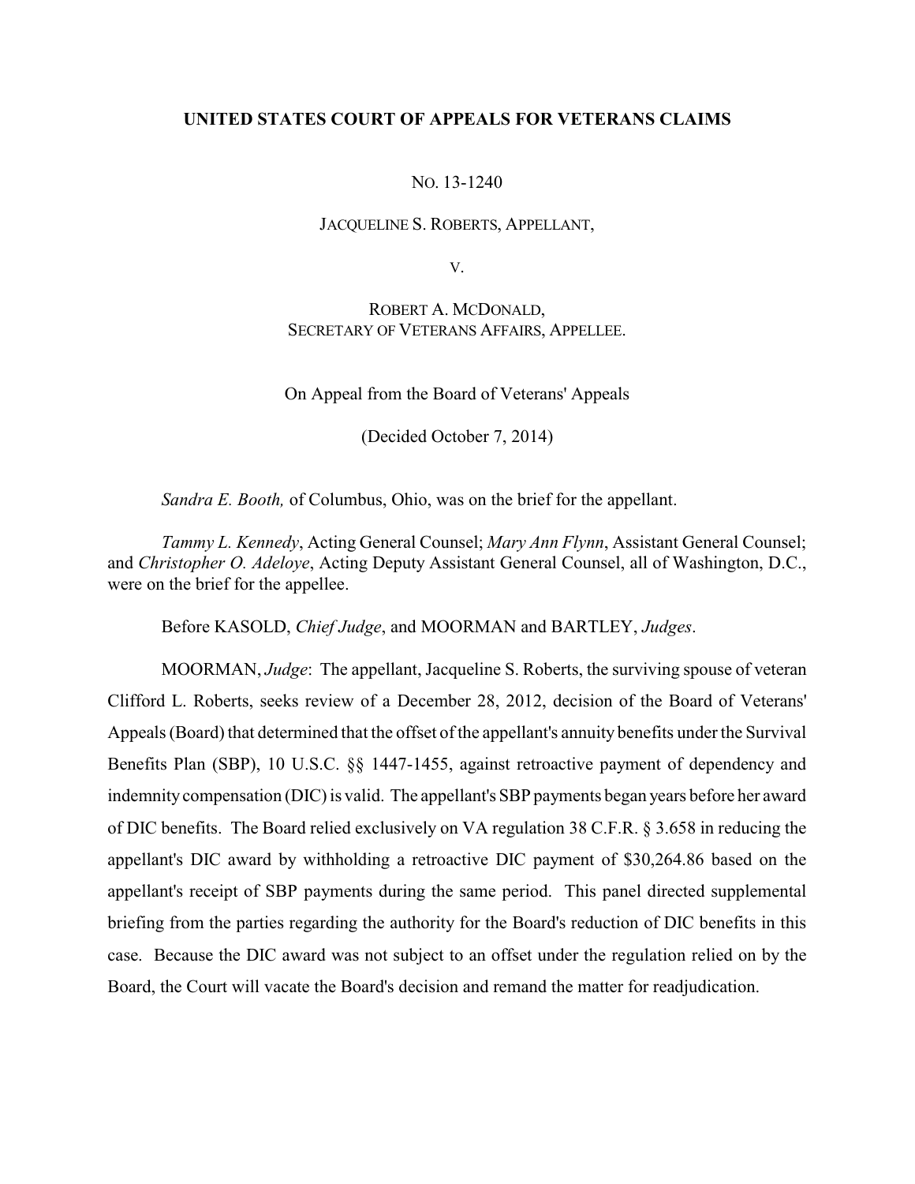**UNITED STATES COURT OF APPEALS FOR VETERANS CLAIMS**

NO. 13-1240

JACQUELINE S. ROBERTS, APPELLANT,

V.

ROBERT A. MCDONALD,
SECRETARY OF VETERANS AFFAIRS, APPELLEE.

On Appeal from the Board of Veterans' Appeals

(Decided October 7, 2014)

*Sandra E. Booth,* of Columbus, Ohio, was on the brief for the appellant.

*Tammy L. Kennedy*, Acting General Counsel; *Mary Ann Flynn*, Assistant General Counsel; and *Christopher O. Adeloye*, Acting Deputy Assistant General Counsel, all of Washington, D.C., were on the brief for the appellee.

Before KASOLD, *Chief Judge*, and MOORMAN and BARTLEY, *Judges*.

MOORMAN, *Judge*: The appellant, Jacqueline S. Roberts, the surviving spouse of veteran Clifford L. Roberts, seeks review of a December 28, 2012, decision of the Board of Veterans' Appeals (Board) that determined that the offset of the appellant's annuity benefits under the Survival Benefits Plan (SBP), 10 U.S.C. §§ 1447-1455, against retroactive payment of dependency and indemnity compensation (DIC) is valid. The appellant's SBP payments began years before her award of DIC benefits. The Board relied exclusively on VA regulation 38 C.F.R. § 3.658 in reducing the appellant's DIC award by withholding a retroactive DIC payment of $30,264.86 based on the appellant's receipt of SBP payments during the same period. This panel directed supplemental briefing from the parties regarding the authority for the Board's reduction of DIC benefits in this case. Because the DIC award was not subject to an offset under the regulation relied on by the Board, the Court will vacate the Board's decision and remand the matter for readjudication.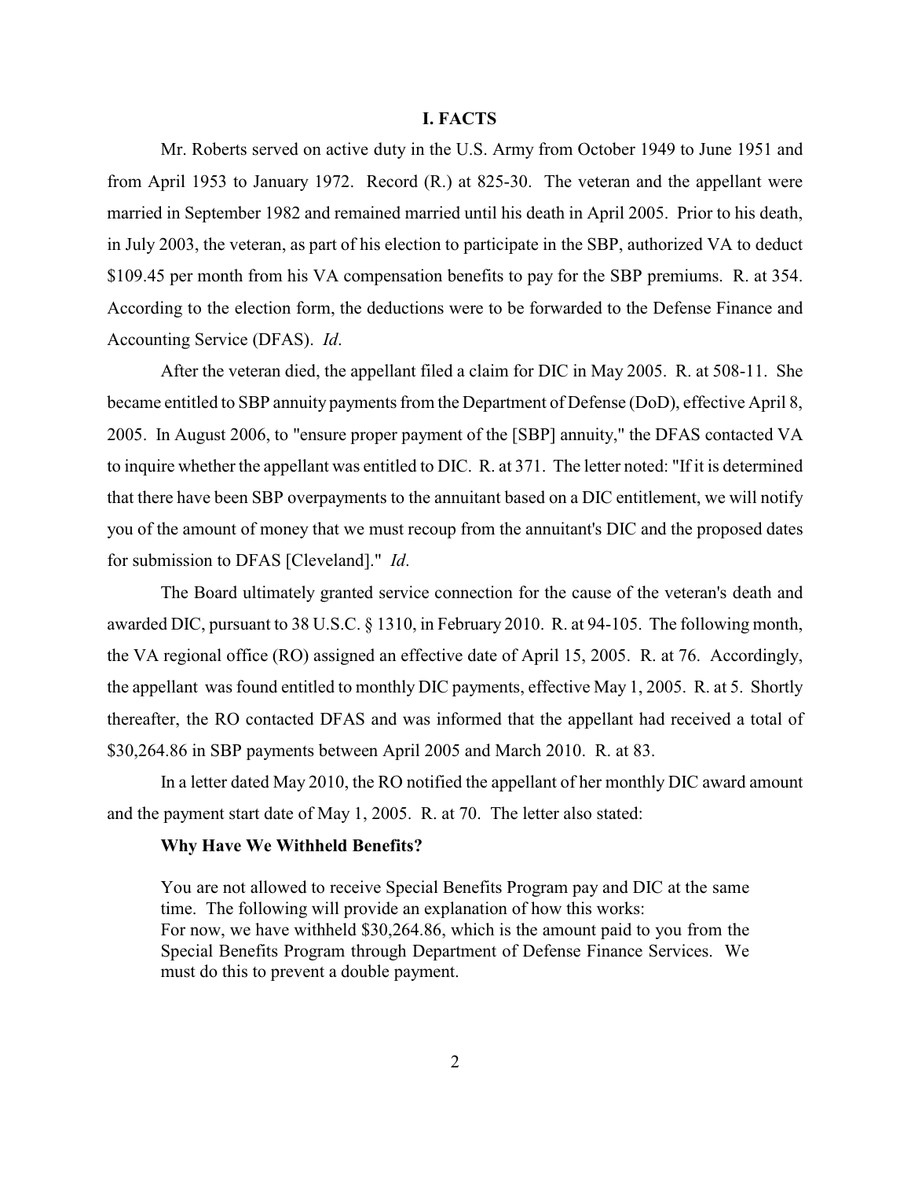## I. FACTS

Mr. Roberts served on active duty in the U.S. Army from October 1949 to June 1951 and from April 1953 to January 1972. Record (R.) at 825-30. The veteran and the appellant were married in September 1982 and remained married until his death in April 2005. Prior to his death, in July 2003, the veteran, as part of his election to participate in the SBP, authorized VA to deduct $109.45 per month from his VA compensation benefits to pay for the SBP premiums. R. at 354. According to the election form, the deductions were to be forwarded to the Defense Finance and Accounting Service (DFAS). *Id*.

After the veteran died, the appellant filed a claim for DIC in May 2005. R. at 508-11. She became entitled to SBP annuity payments from the Department of Defense (DoD), effective April 8, 2005. In August 2006, to "ensure proper payment of the [SBP] annuity," the DFAS contacted VA to inquire whether the appellant was entitled to DIC. R. at 371. The letter noted: "If it is determined that there have been SBP overpayments to the annuitant based on a DIC entitlement, we will notify you of the amount of money that we must recoup from the annuitant's DIC and the proposed dates for submission to DFAS [Cleveland]." *Id*.

The Board ultimately granted service connection for the cause of the veteran's death and awarded DIC, pursuant to 38 U.S.C. § 1310, in February 2010. R. at 94-105. The following month, the VA regional office (RO) assigned an effective date of April 15, 2005. R. at 76. Accordingly, the appellant was found entitled to monthly DIC payments, effective May 1, 2005. R. at 5. Shortly thereafter, the RO contacted DFAS and was informed that the appellant had received a total of $30,264.86 in SBP payments between April 2005 and March 2010. R. at 83.

In a letter dated May 2010, the RO notified the appellant of her monthly DIC award amount and the payment start date of May 1, 2005. R. at 70. The letter also stated:

> **Why Have We Withheld Benefits?**
>
> You are not allowed to receive Special Benefits Program pay and DIC at the same time. The following will provide an explanation of how this works:
> For now, we have withheld $30,264.86, which is the amount paid to you from the Special Benefits Program through Department of Defense Finance Services. We must do this to prevent a double payment.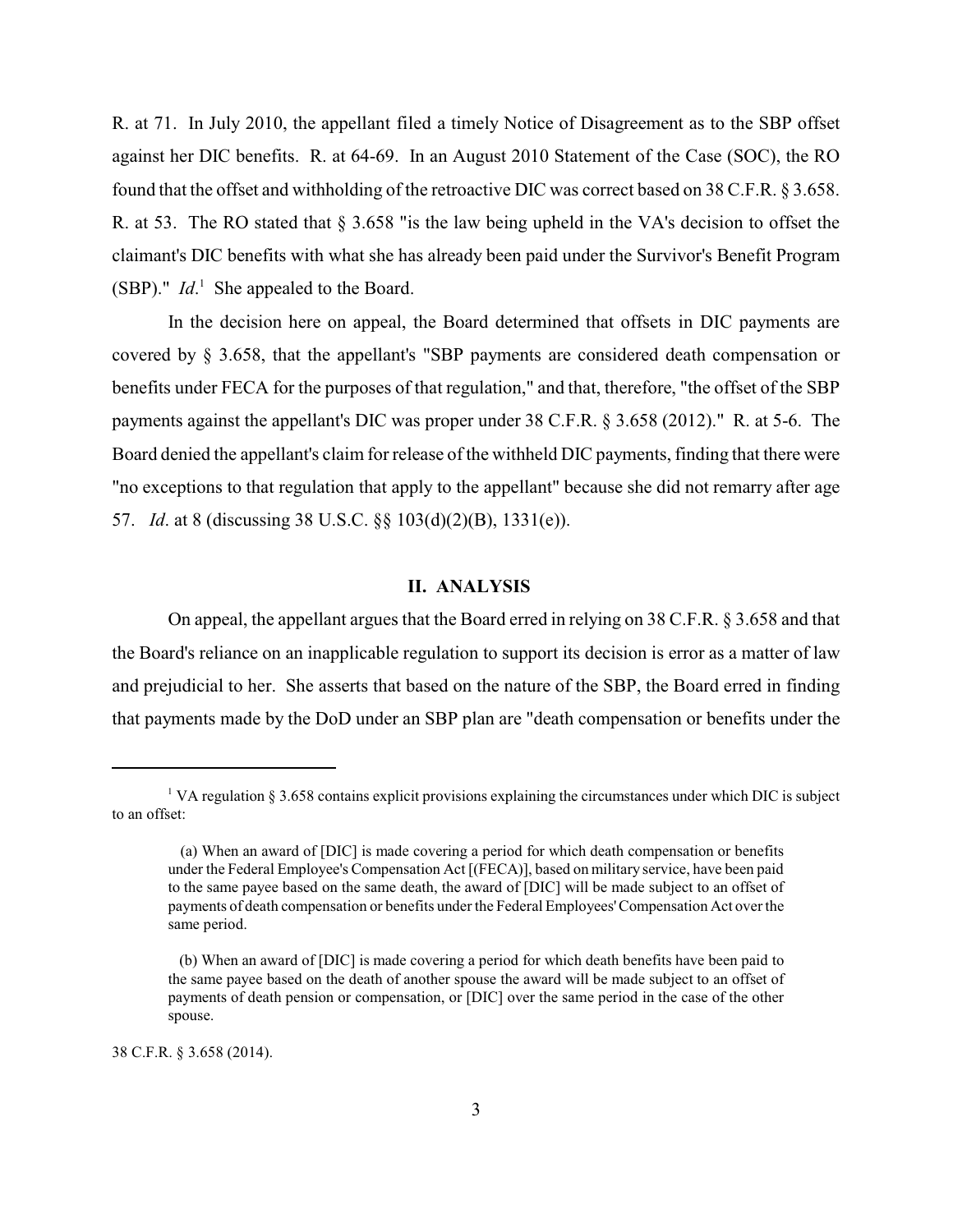R. at 71. In July 2010, the appellant filed a timely Notice of Disagreement as to the SBP offset against her DIC benefits. R. at 64-69. In an August 2010 Statement of the Case (SOC), the RO found that the offset and withholding of the retroactive DIC was correct based on 38 C.F.R. § 3.658. R. at 53. The RO stated that § 3.658 "is the law being upheld in the VA's decision to offset the claimant's DIC benefits with what she has already been paid under the Survivor's Benefit Program (SBP)." *Id*.[1] She appealed to the Board.

In the decision here on appeal, the Board determined that offsets in DIC payments are covered by § 3.658, that the appellant's "SBP payments are considered death compensation or benefits under FECA for the purposes of that regulation," and that, therefore, "the offset of the SBP payments against the appellant's DIC was proper under 38 C.F.R. § 3.658 (2012)." R. at 5-6. The Board denied the appellant's claim for release of the withheld DIC payments, finding that there were "no exceptions to that regulation that apply to the appellant" because she did not remarry after age 57. *Id*. at 8 (discussing 38 U.S.C. §§ 103(d)(2)(B), 1331(e)).

## II. ANALYSIS

On appeal, the appellant argues that the Board erred in relying on 38 C.F.R. § 3.658 and that the Board's reliance on an inapplicable regulation to support its decision is error as a matter of law and prejudicial to her. She asserts that based on the nature of the SBP, the Board erred in finding that payments made by the DoD under an SBP plan are "death compensation or benefits under the

---

[1] VA regulation § 3.658 contains explicit provisions explaining the circumstances under which DIC is subject to an offset:

> (a) When an award of [DIC] is made covering a period for which death compensation or benefits under the Federal Employee's Compensation Act [(FECA)], based on military service, have been paid to the same payee based on the same death, the award of [DIC] will be made subject to an offset of payments of death compensation or benefits under the Federal Employees' Compensation Act over the same period.
>
> (b) When an award of [DIC] is made covering a period for which death benefits have been paid to the same payee based on the death of another spouse the award will be made subject to an offset of payments of death pension or compensation, or [DIC] over the same period in the case of the other spouse.

38 C.F.R. § 3.658 (2014).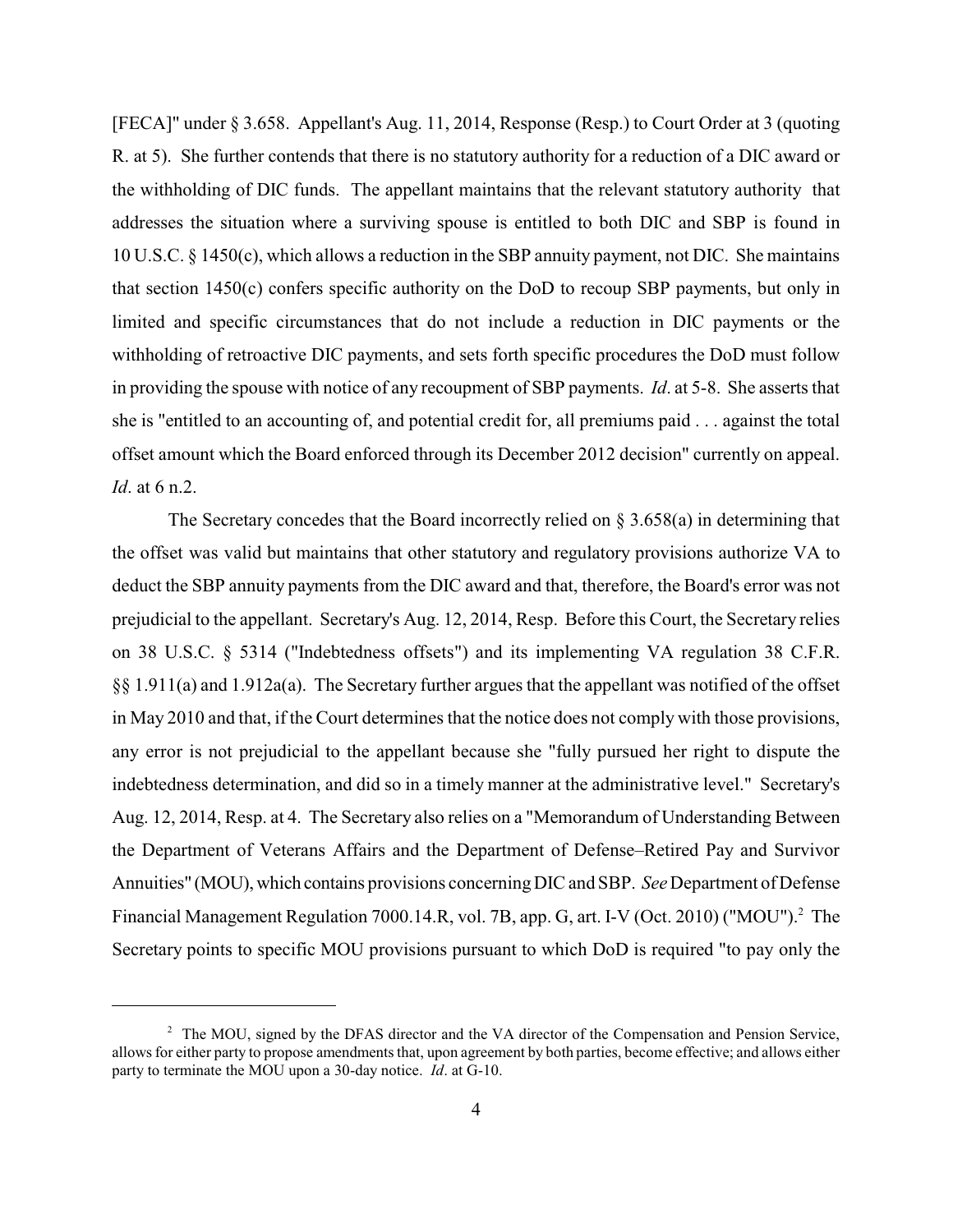[FECA]" under § 3.658. Appellant's Aug. 11, 2014, Response (Resp.) to Court Order at 3 (quoting R. at 5). She further contends that there is no statutory authority for a reduction of a DIC award or the withholding of DIC funds. The appellant maintains that the relevant statutory authority that addresses the situation where a surviving spouse is entitled to both DIC and SBP is found in 10 U.S.C. § 1450(c), which allows a reduction in the SBP annuity payment, not DIC. She maintains that section 1450(c) confers specific authority on the DoD to recoup SBP payments, but only in limited and specific circumstances that do not include a reduction in DIC payments or the withholding of retroactive DIC payments, and sets forth specific procedures the DoD must follow in providing the spouse with notice of any recoupment of SBP payments. *Id*. at 5-8. She asserts that she is "entitled to an accounting of, and potential credit for, all premiums paid . . . against the total offset amount which the Board enforced through its December 2012 decision" currently on appeal. *Id*. at 6 n.2.

The Secretary concedes that the Board incorrectly relied on § 3.658(a) in determining that the offset was valid but maintains that other statutory and regulatory provisions authorize VA to deduct the SBP annuity payments from the DIC award and that, therefore, the Board's error was not prejudicial to the appellant. Secretary's Aug. 12, 2014, Resp. Before this Court, the Secretary relies on 38 U.S.C. § 5314 ("Indebtedness offsets") and its implementing VA regulation 38 C.F.R. §§ 1.911(a) and 1.912a(a). The Secretary further argues that the appellant was notified of the offset in May 2010 and that, if the Court determines that the notice does not comply with those provisions, any error is not prejudicial to the appellant because she "fully pursued her right to dispute the indebtedness determination, and did so in a timely manner at the administrative level." Secretary's Aug. 12, 2014, Resp. at 4. The Secretary also relies on a "Memorandum of Understanding Between the Department of Veterans Affairs and the Department of Defense–Retired Pay and Survivor Annuities" (MOU), which contains provisions concerning DIC and SBP. *See* Department of Defense Financial Management Regulation 7000.14.R, vol. 7B, app. G, art. I-V (Oct. 2010) ("MOU").[2] The Secretary points to specific MOU provisions pursuant to which DoD is required "to pay only the

[2] The MOU, signed by the DFAS director and the VA director of the Compensation and Pension Service, allows for either party to propose amendments that, upon agreement by both parties, become effective; and allows either party to terminate the MOU upon a 30-day notice. *Id*. at G-10.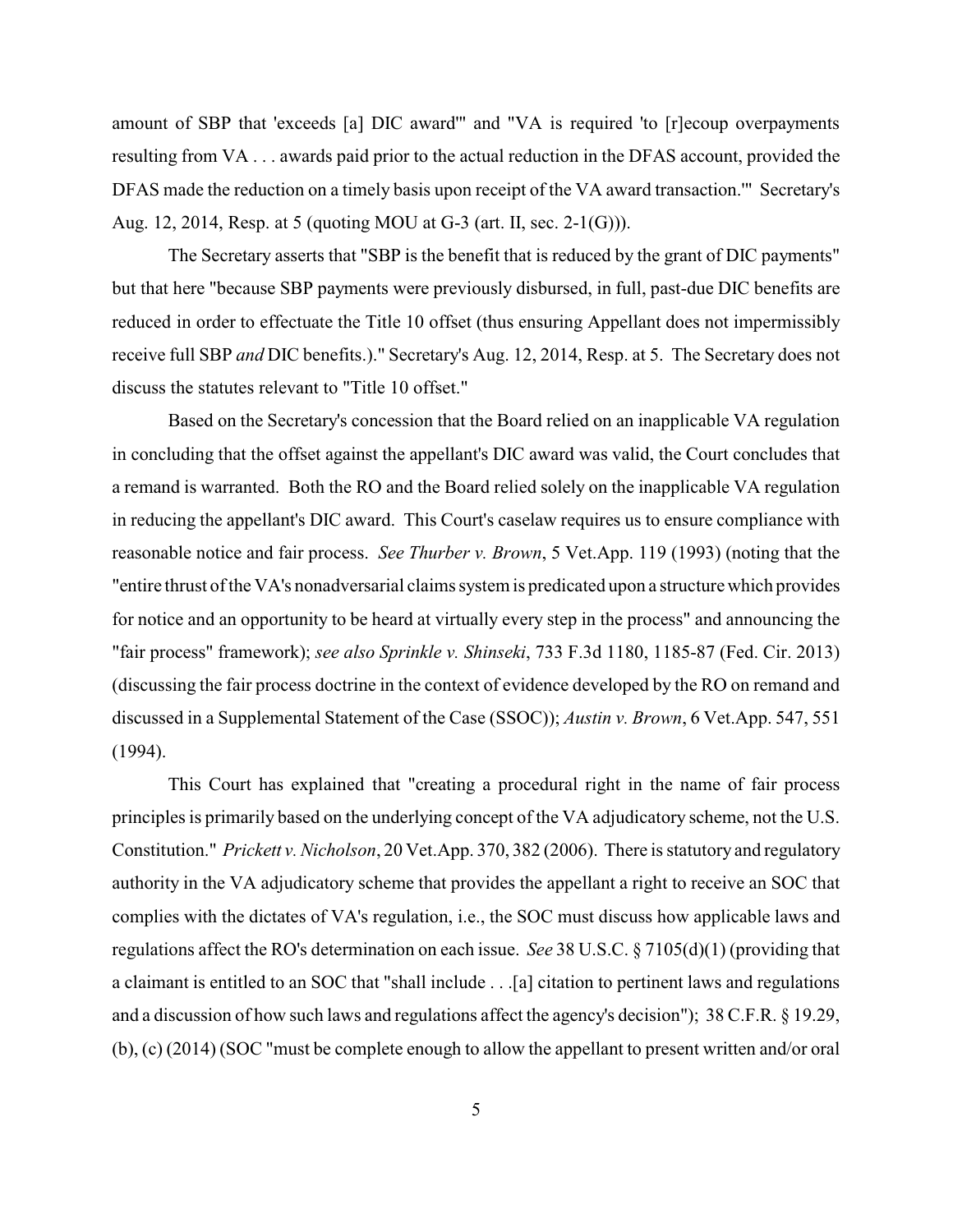amount of SBP that 'exceeds [a] DIC award'" and "VA is required 'to [r]ecoup overpayments resulting from VA . . . awards paid prior to the actual reduction in the DFAS account, provided the DFAS made the reduction on a timely basis upon receipt of the VA award transaction.'" Secretary's Aug. 12, 2014, Resp. at 5 (quoting MOU at G-3 (art. II, sec. 2-1(G))).

The Secretary asserts that "SBP is the benefit that is reduced by the grant of DIC payments" but that here "because SBP payments were previously disbursed, in full, past-due DIC benefits are reduced in order to effectuate the Title 10 offset (thus ensuring Appellant does not impermissibly receive full SBP *and* DIC benefits.)." Secretary's Aug. 12, 2014, Resp. at 5. The Secretary does not discuss the statutes relevant to "Title 10 offset."

Based on the Secretary's concession that the Board relied on an inapplicable VA regulation in concluding that the offset against the appellant's DIC award was valid, the Court concludes that a remand is warranted. Both the RO and the Board relied solely on the inapplicable VA regulation in reducing the appellant's DIC award. This Court's caselaw requires us to ensure compliance with reasonable notice and fair process. *See Thurber v. Brown*, 5 Vet.App. 119 (1993) (noting that the "entire thrust of the VA's nonadversarial claims system is predicated upon a structure which provides for notice and an opportunity to be heard at virtually every step in the process" and announcing the "fair process" framework); *see also Sprinkle v. Shinseki*, 733 F.3d 1180, 1185-87 (Fed. Cir. 2013) (discussing the fair process doctrine in the context of evidence developed by the RO on remand and discussed in a Supplemental Statement of the Case (SSOC)); *Austin v. Brown*, 6 Vet.App. 547, 551 (1994).

This Court has explained that "creating a procedural right in the name of fair process principles is primarily based on the underlying concept of the VA adjudicatory scheme, not the U.S. Constitution." *Prickett v. Nicholson*, 20 Vet.App. 370, 382 (2006). There is statutory and regulatory authority in the VA adjudicatory scheme that provides the appellant a right to receive an SOC that complies with the dictates of VA's regulation, i.e., the SOC must discuss how applicable laws and regulations affect the RO's determination on each issue. *See* 38 U.S.C. § 7105(d)(1) (providing that a claimant is entitled to an SOC that "shall include . . .[a] citation to pertinent laws and regulations and a discussion of how such laws and regulations affect the agency's decision"); 38 C.F.R. § 19.29, (b), (c) (2014) (SOC "must be complete enough to allow the appellant to present written and/or oral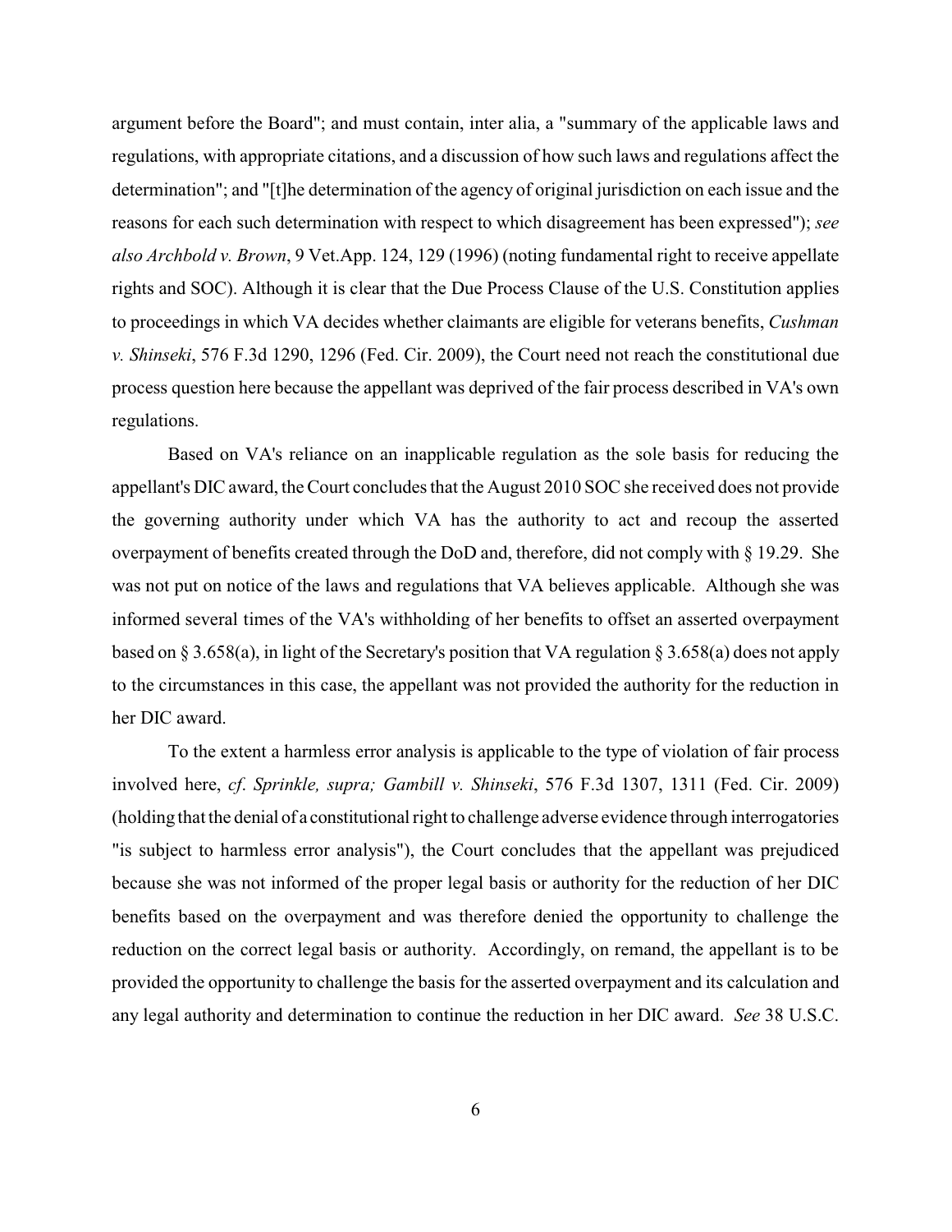argument before the Board"; and must contain, inter alia, a "summary of the applicable laws and regulations, with appropriate citations, and a discussion of how such laws and regulations affect the determination"; and "[t]he determination of the agency of original jurisdiction on each issue and the reasons for each such determination with respect to which disagreement has been expressed"); *see also Archbold v. Brown*, 9 Vet.App. 124, 129 (1996) (noting fundamental right to receive appellate rights and SOC). Although it is clear that the Due Process Clause of the U.S. Constitution applies to proceedings in which VA decides whether claimants are eligible for veterans benefits, *Cushman v. Shinseki*, 576 F.3d 1290, 1296 (Fed. Cir. 2009), the Court need not reach the constitutional due process question here because the appellant was deprived of the fair process described in VA's own regulations.

Based on VA's reliance on an inapplicable regulation as the sole basis for reducing the appellant's DIC award, the Court concludes that the August 2010 SOC she received does not provide the governing authority under which VA has the authority to act and recoup the asserted overpayment of benefits created through the DoD and, therefore, did not comply with § 19.29. She was not put on notice of the laws and regulations that VA believes applicable. Although she was informed several times of the VA's withholding of her benefits to offset an asserted overpayment based on § 3.658(a), in light of the Secretary's position that VA regulation § 3.658(a) does not apply to the circumstances in this case, the appellant was not provided the authority for the reduction in her DIC award.

To the extent a harmless error analysis is applicable to the type of violation of fair process involved here, *cf*. *Sprinkle, supra; Gambill v. Shinseki*, 576 F.3d 1307, 1311 (Fed. Cir. 2009) (holding that the denial of a constitutional right to challenge adverse evidence through interrogatories "is subject to harmless error analysis"), the Court concludes that the appellant was prejudiced because she was not informed of the proper legal basis or authority for the reduction of her DIC benefits based on the overpayment and was therefore denied the opportunity to challenge the reduction on the correct legal basis or authority. Accordingly, on remand, the appellant is to be provided the opportunity to challenge the basis for the asserted overpayment and its calculation and any legal authority and determination to continue the reduction in her DIC award. *See* 38 U.S.C.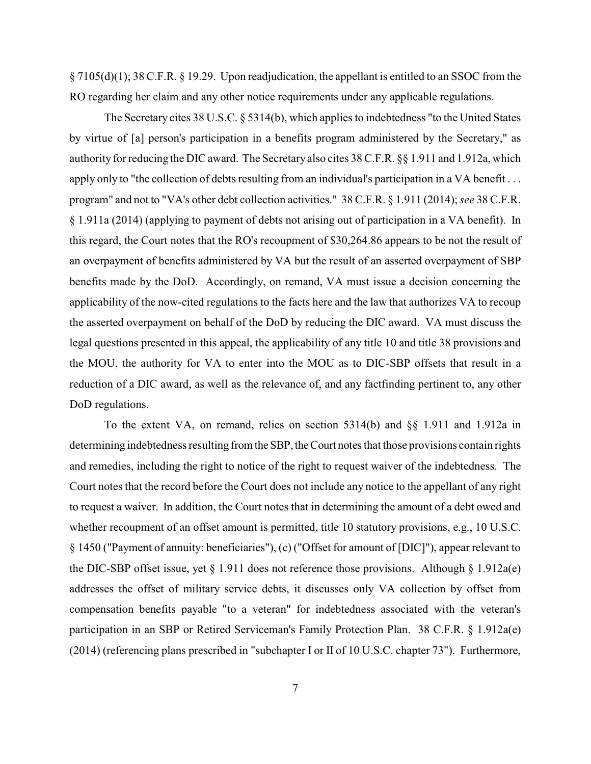§ 7105(d)(1); 38 C.F.R. § 19.29. Upon readjudication, the appellant is entitled to an SSOC from the RO regarding her claim and any other notice requirements under any applicable regulations.

The Secretary cites 38 U.S.C. § 5314(b), which applies to indebtedness "to the United States by virtue of [a] person's participation in a benefits program administered by the Secretary," as authority for reducing the DIC award. The Secretary also cites 38 C.F.R. §§ 1.911 and 1.912a, which apply only to "the collection of debts resulting from an individual's participation in a VA benefit . . . program" and not to "VA's other debt collection activities." 38 C.F.R. § 1.911 (2014); *see* 38 C.F.R. § 1.911a (2014) (applying to payment of debts not arising out of participation in a VA benefit). In this regard, the Court notes that the RO's recoupment of $30,264.86 appears to be not the result of an overpayment of benefits administered by VA but the result of an asserted overpayment of SBP benefits made by the DoD. Accordingly, on remand, VA must issue a decision concerning the applicability of the now-cited regulations to the facts here and the law that authorizes VA to recoup the asserted overpayment on behalf of the DoD by reducing the DIC award. VA must discuss the legal questions presented in this appeal, the applicability of any title 10 and title 38 provisions and the MOU, the authority for VA to enter into the MOU as to DIC-SBP offsets that result in a reduction of a DIC award, as well as the relevance of, and any factfinding pertinent to, any other DoD regulations.

To the extent VA, on remand, relies on section 5314(b) and §§ 1.911 and 1.912a in determining indebtedness resulting from the SBP, the Court notes that those provisions contain rights and remedies, including the right to notice of the right to request waiver of the indebtedness. The Court notes that the record before the Court does not include any notice to the appellant of any right to request a waiver. In addition, the Court notes that in determining the amount of a debt owed and whether recoupment of an offset amount is permitted, title 10 statutory provisions, e.g., 10 U.S.C. § 1450 ("Payment of annuity: beneficiaries"), (c) ("Offset for amount of [DIC]"), appear relevant to the DIC-SBP offset issue, yet § 1.911 does not reference those provisions. Although § 1.912a(e) addresses the offset of military service debts, it discusses only VA collection by offset from compensation benefits payable "to a veteran" for indebtedness associated with the veteran's participation in an SBP or Retired Serviceman's Family Protection Plan. 38 C.F.R. § 1.912a(e) (2014) (referencing plans prescribed in "subchapter I or II of 10 U.S.C. chapter 73"). Furthermore,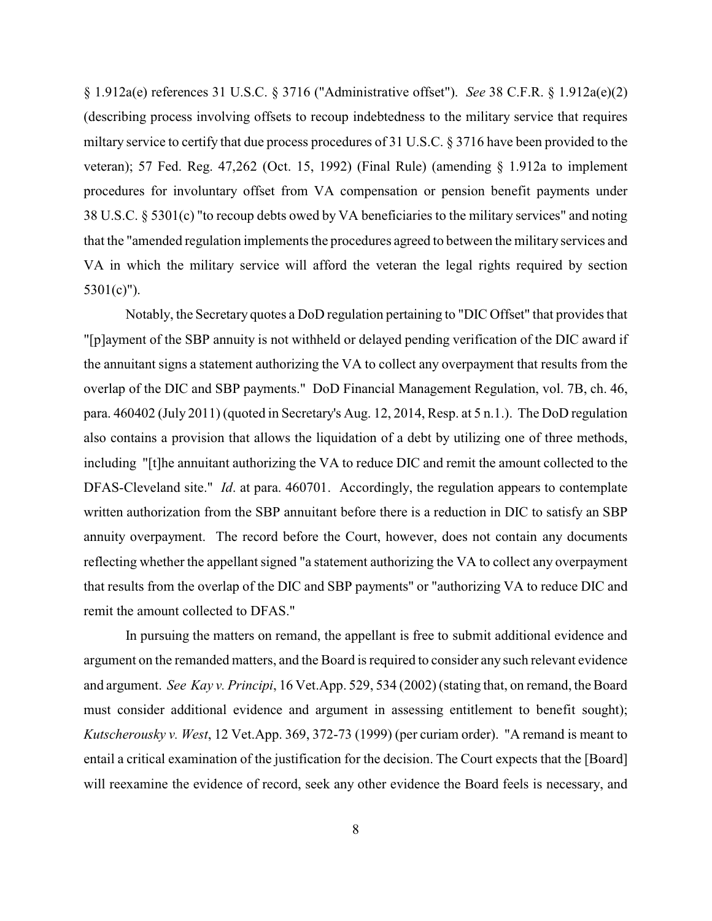§ 1.912a(e) references 31 U.S.C. § 3716 ("Administrative offset"). *See* 38 C.F.R. § 1.912a(e)(2) (describing process involving offsets to recoup indebtedness to the military service that requires miltary service to certify that due process procedures of 31 U.S.C. § 3716 have been provided to the veteran); 57 Fed. Reg. 47,262 (Oct. 15, 1992) (Final Rule) (amending § 1.912a to implement procedures for involuntary offset from VA compensation or pension benefit payments under 38 U.S.C. § 5301(c) "to recoup debts owed by VA beneficiaries to the military services" and noting that the "amended regulation implements the procedures agreed to between the military services and VA in which the military service will afford the veteran the legal rights required by section 5301(c)").

Notably, the Secretary quotes a DoD regulation pertaining to "DIC Offset" that provides that "[p]ayment of the SBP annuity is not withheld or delayed pending verification of the DIC award if the annuitant signs a statement authorizing the VA to collect any overpayment that results from the overlap of the DIC and SBP payments." DoD Financial Management Regulation, vol. 7B, ch. 46, para. 460402 (July 2011) (quoted in Secretary's Aug. 12, 2014, Resp. at 5 n.1.). The DoD regulation also contains a provision that allows the liquidation of a debt by utilizing one of three methods, including "[t]he annuitant authorizing the VA to reduce DIC and remit the amount collected to the DFAS-Cleveland site." *Id*. at para. 460701. Accordingly, the regulation appears to contemplate written authorization from the SBP annuitant before there is a reduction in DIC to satisfy an SBP annuity overpayment. The record before the Court, however, does not contain any documents reflecting whether the appellant signed "a statement authorizing the VA to collect any overpayment that results from the overlap of the DIC and SBP payments" or "authorizing VA to reduce DIC and remit the amount collected to DFAS."

In pursuing the matters on remand, the appellant is free to submit additional evidence and argument on the remanded matters, and the Board is required to consider any such relevant evidence and argument. *See Kay v. Principi*, 16 Vet.App. 529, 534 (2002) (stating that, on remand, the Board must consider additional evidence and argument in assessing entitlement to benefit sought); *Kutscherousky v. West*, 12 Vet.App. 369, 372-73 (1999) (per curiam order). "A remand is meant to entail a critical examination of the justification for the decision. The Court expects that the [Board] will reexamine the evidence of record, seek any other evidence the Board feels is necessary, and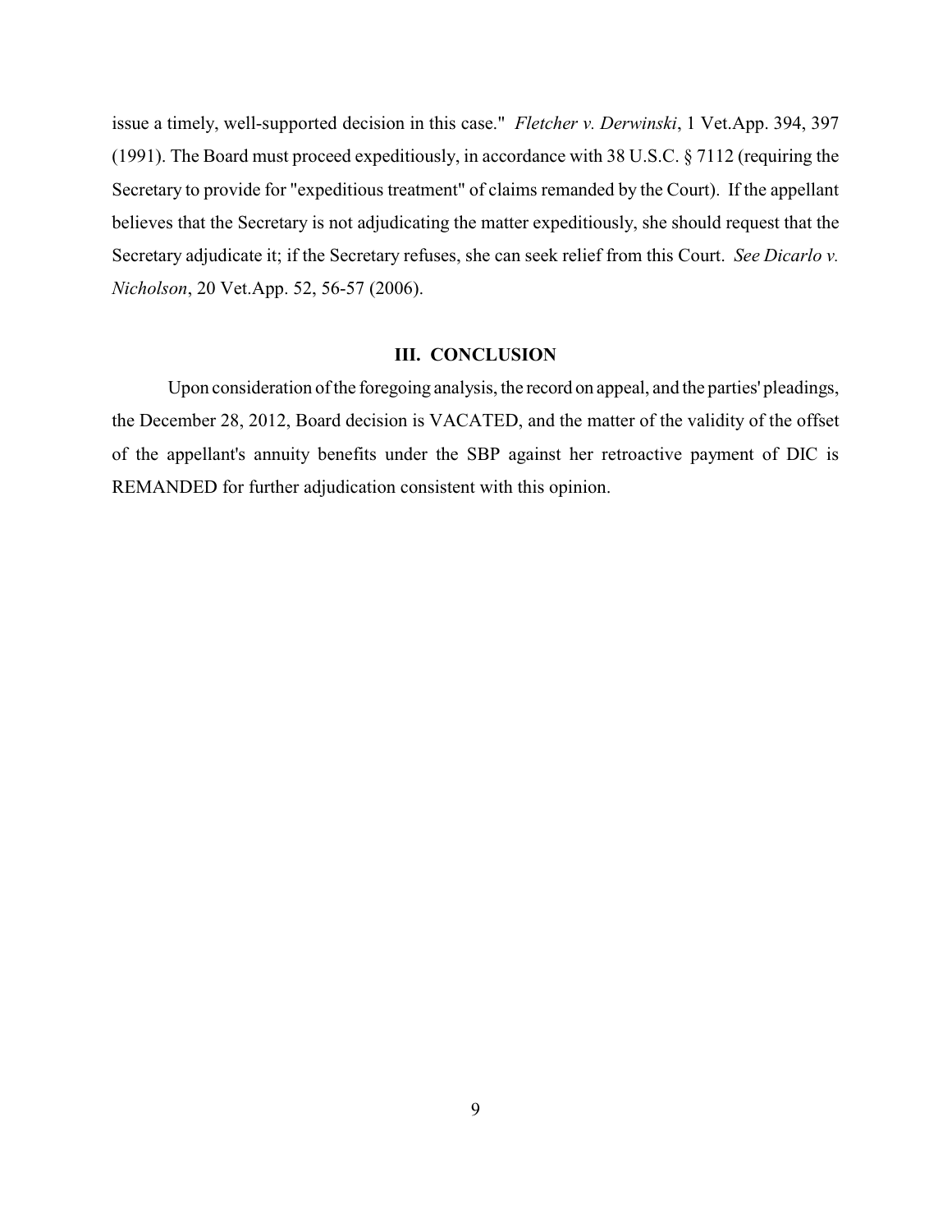issue a timely, well-supported decision in this case." *Fletcher v. Derwinski*, 1 Vet.App. 394, 397 (1991). The Board must proceed expeditiously, in accordance with 38 U.S.C. § 7112 (requiring the Secretary to provide for "expeditious treatment" of claims remanded by the Court). If the appellant believes that the Secretary is not adjudicating the matter expeditiously, she should request that the Secretary adjudicate it; if the Secretary refuses, she can seek relief from this Court. *See Dicarlo v. Nicholson*, 20 Vet.App. 52, 56-57 (2006).

## III. CONCLUSION

Upon consideration of the foregoing analysis, the record on appeal, and the parties' pleadings, the December 28, 2012, Board decision is VACATED, and the matter of the validity of the offset of the appellant's annuity benefits under the SBP against her retroactive payment of DIC is REMANDED for further adjudication consistent with this opinion.